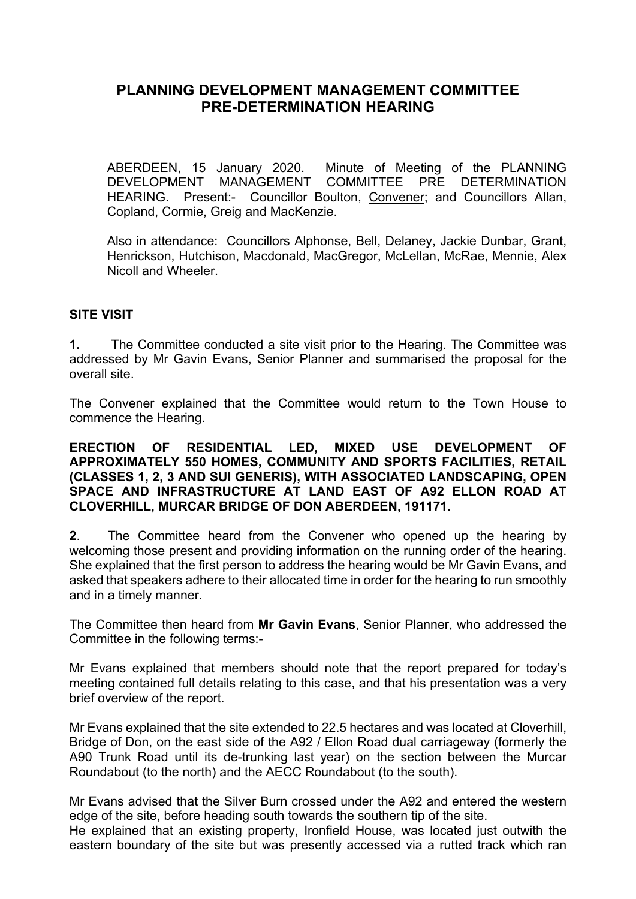# PLANNING DEVELOPMENT MANAGEMENT COMMITTEE PRE-DETERMINATION HEARING

ABERDEEN, 15 January 2020. Minute of Meeting of the PLANNING DEVELOPMENT MANAGEMENT COMMITTEE PRE DETERMINATION HEARING. Present:- Councillor Boulton, Convener; and Councillors Allan, Copland, Cormie, Greig and MacKenzie.

Also in attendance: Councillors Alphonse, Bell, Delaney, Jackie Dunbar, Grant, Henrickson, Hutchison, Macdonald, MacGregor, McLellan, McRae, Mennie, Alex Nicoll and Wheeler.

**SITE VISIT**

**1.** The Committee conducted a site visit prior to the Hearing. The Committee was addressed by Mr Gavin Evans, Senior Planner and summarised the proposal for the overall site.

The Convener explained that the Committee would return to the Town House to commence the Hearing.

**ERECTION OF RESIDENTIAL LED, MIXED USE DEVELOPMENT OF APPROXIMATELY 550 HOMES, COMMUNITY AND SPORTS FACILITIES, RETAIL (CLASSES 1, 2, 3 AND SUI GENERIS), WITH ASSOCIATED LANDSCAPING, OPEN SPACE AND INFRASTRUCTURE AT LAND EAST OF A92 ELLON ROAD AT CLOVERHILL, MURCAR BRIDGE OF DON ABERDEEN, 191171.**

**2**. The Committee heard from the Convener who opened up the hearing by welcoming those present and providing information on the running order of the hearing. She explained that the first person to address the hearing would be Mr Gavin Evans, and asked that speakers adhere to their allocated time in order for the hearing to run smoothly and in a timely manner.

The Committee then heard from **Mr Gavin Evans**, Senior Planner, who addressed the Committee in the following terms:-

Mr Evans explained that members should note that the report prepared for today's meeting contained full details relating to this case, and that his presentation was a very brief overview of the report.

Mr Evans explained that the site extended to 22.5 hectares and was located at Cloverhill, Bridge of Don, on the east side of the A92 / Ellon Road dual carriageway (formerly the A90 Trunk Road until its de-trunking last year) on the section between the Murcar Roundabout (to the north) and the AECC Roundabout (to the south).

Mr Evans advised that the Silver Burn crossed under the A92 and entered the western edge of the site, before heading south towards the southern tip of the site.
He explained that an existing property, Ironfield House, was located just outwith the eastern boundary of the site but was presently accessed via a rutted track which ran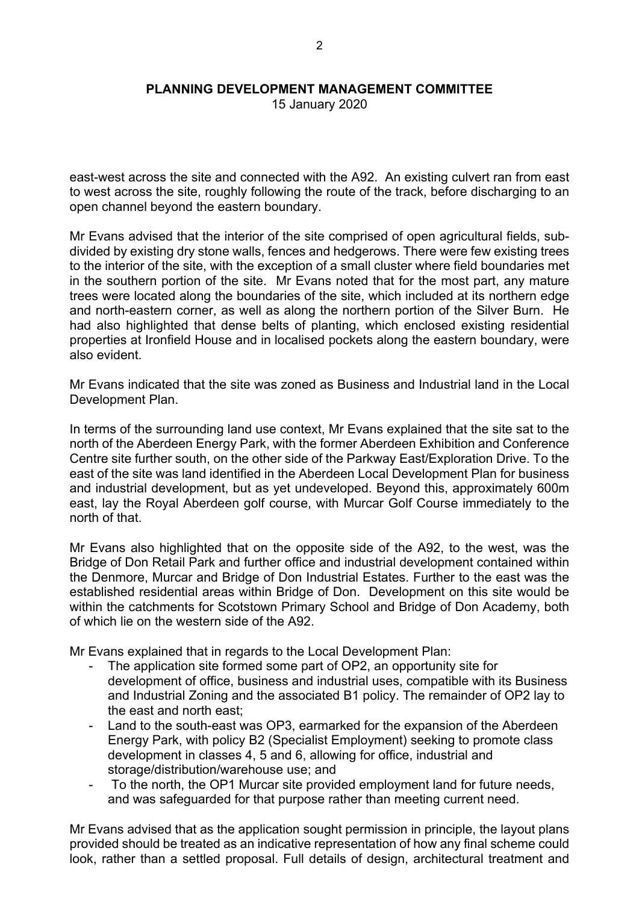east-west across the site and connected with the A92. An existing culvert ran from east to west across the site, roughly following the route of the track, before discharging to an open channel beyond the eastern boundary.

Mr Evans advised that the interior of the site comprised of open agricultural fields, sub-divided by existing dry stone walls, fences and hedgerows. There were few existing trees to the interior of the site, with the exception of a small cluster where field boundaries met in the southern portion of the site. Mr Evans noted that for the most part, any mature trees were located along the boundaries of the site, which included at its northern edge and north-eastern corner, as well as along the northern portion of the Silver Burn. He had also highlighted that dense belts of planting, which enclosed existing residential properties at Ironfield House and in localised pockets along the eastern boundary, were also evident.

Mr Evans indicated that the site was zoned as Business and Industrial land in the Local Development Plan.

In terms of the surrounding land use context, Mr Evans explained that the site sat to the north of the Aberdeen Energy Park, with the former Aberdeen Exhibition and Conference Centre site further south, on the other side of the Parkway East/Exploration Drive. To the east of the site was land identified in the Aberdeen Local Development Plan for business and industrial development, but as yet undeveloped. Beyond this, approximately 600m east, lay the Royal Aberdeen golf course, with Murcar Golf Course immediately to the north of that.

Mr Evans also highlighted that on the opposite side of the A92, to the west, was the Bridge of Don Retail Park and further office and industrial development contained within the Denmore, Murcar and Bridge of Don Industrial Estates. Further to the east was the established residential areas within Bridge of Don. Development on this site would be within the catchments for Scotstown Primary School and Bridge of Don Academy, both of which lie on the western side of the A92.

Mr Evans explained that in regards to the Local Development Plan:

- The application site formed some part of OP2, an opportunity site for development of office, business and industrial uses, compatible with its Business and Industrial Zoning and the associated B1 policy. The remainder of OP2 lay to the east and north east;
- Land to the south-east was OP3, earmarked for the expansion of the Aberdeen Energy Park, with policy B2 (Specialist Employment) seeking to promote class development in classes 4, 5 and 6, allowing for office, industrial and storage/distribution/warehouse use; and
- To the north, the OP1 Murcar site provided employment land for future needs, and was safeguarded for that purpose rather than meeting current need.

Mr Evans advised that as the application sought permission in principle, the layout plans provided should be treated as an indicative representation of how any final scheme could look, rather than a settled proposal. Full details of design, architectural treatment and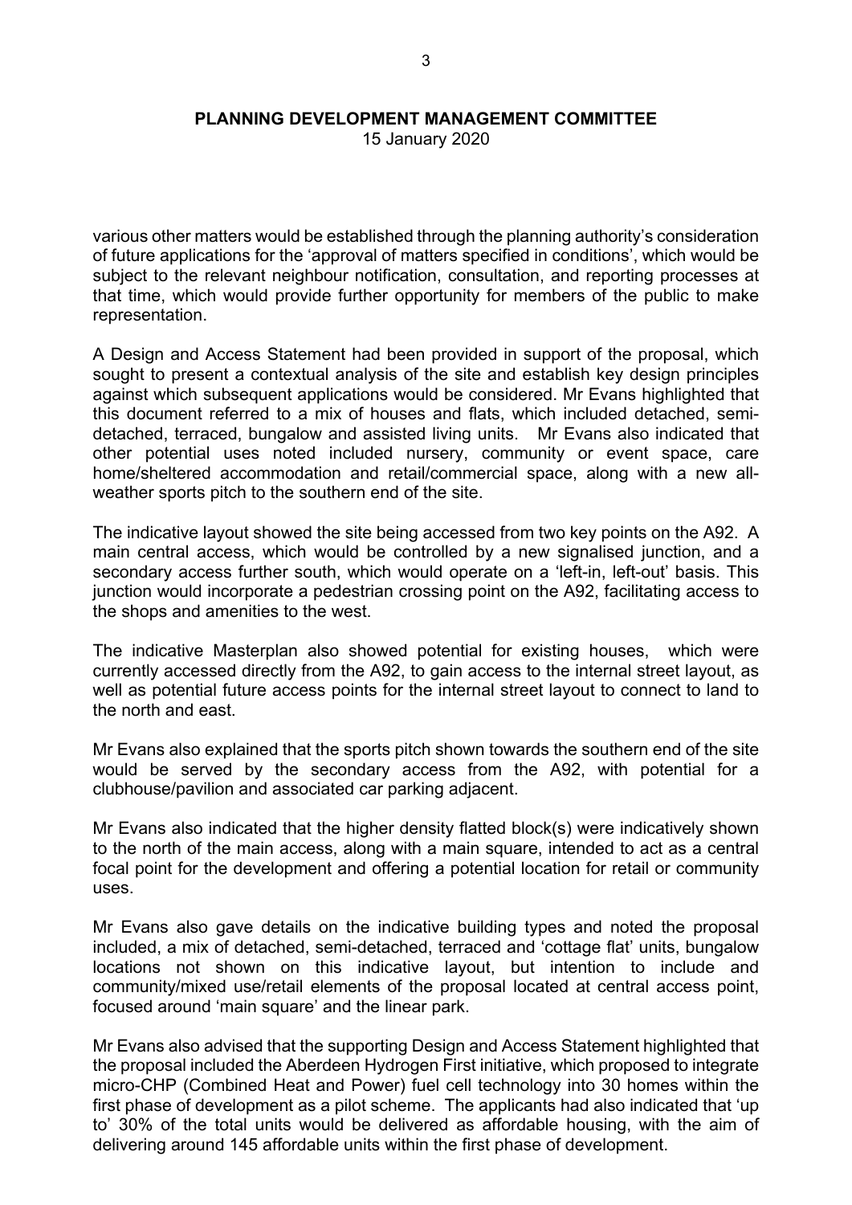various other matters would be established through the planning authority's consideration of future applications for the 'approval of matters specified in conditions', which would be subject to the relevant neighbour notification, consultation, and reporting processes at that time, which would provide further opportunity for members of the public to make representation.

A Design and Access Statement had been provided in support of the proposal, which sought to present a contextual analysis of the site and establish key design principles against which subsequent applications would be considered. Mr Evans highlighted that this document referred to a mix of houses and flats, which included detached, semi-detached, terraced, bungalow and assisted living units. Mr Evans also indicated that other potential uses noted included nursery, community or event space, care home/sheltered accommodation and retail/commercial space, along with a new all-weather sports pitch to the southern end of the site.

The indicative layout showed the site being accessed from two key points on the A92. A main central access, which would be controlled by a new signalised junction, and a secondary access further south, which would operate on a 'left-in, left-out' basis. This junction would incorporate a pedestrian crossing point on the A92, facilitating access to the shops and amenities to the west.

The indicative Masterplan also showed potential for existing houses, which were currently accessed directly from the A92, to gain access to the internal street layout, as well as potential future access points for the internal street layout to connect to land to the north and east.

Mr Evans also explained that the sports pitch shown towards the southern end of the site would be served by the secondary access from the A92, with potential for a clubhouse/pavilion and associated car parking adjacent.

Mr Evans also indicated that the higher density flatted block(s) were indicatively shown to the north of the main access, along with a main square, intended to act as a central focal point for the development and offering a potential location for retail or community uses.

Mr Evans also gave details on the indicative building types and noted the proposal included, a mix of detached, semi-detached, terraced and 'cottage flat' units, bungalow locations not shown on this indicative layout, but intention to include and community/mixed use/retail elements of the proposal located at central access point, focused around 'main square' and the linear park.

Mr Evans also advised that the supporting Design and Access Statement highlighted that the proposal included the Aberdeen Hydrogen First initiative, which proposed to integrate micro-CHP (Combined Heat and Power) fuel cell technology into 30 homes within the first phase of development as a pilot scheme. The applicants had also indicated that 'up to' 30% of the total units would be delivered as affordable housing, with the aim of delivering around 145 affordable units within the first phase of development.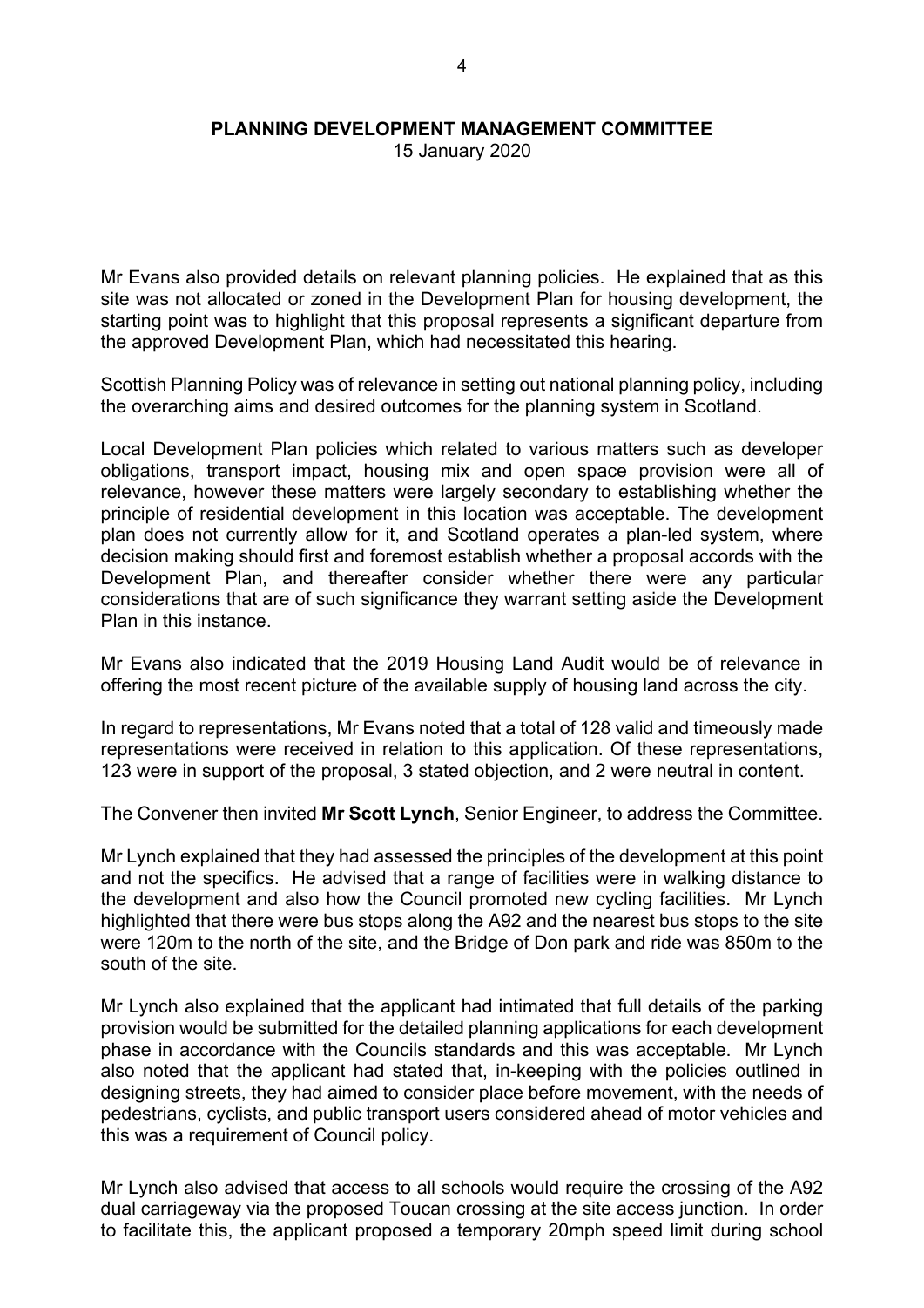**PLANNING DEVELOPMENT MANAGEMENT COMMITTEE**

15 January 2020

Mr Evans also provided details on relevant planning policies. He explained that as this site was not allocated or zoned in the Development Plan for housing development, the starting point was to highlight that this proposal represents a significant departure from the approved Development Plan, which had necessitated this hearing.

Scottish Planning Policy was of relevance in setting out national planning policy, including the overarching aims and desired outcomes for the planning system in Scotland.

Local Development Plan policies which related to various matters such as developer obligations, transport impact, housing mix and open space provision were all of relevance, however these matters were largely secondary to establishing whether the principle of residential development in this location was acceptable. The development plan does not currently allow for it, and Scotland operates a plan-led system, where decision making should first and foremost establish whether a proposal accords with the Development Plan, and thereafter consider whether there were any particular considerations that are of such significance they warrant setting aside the Development Plan in this instance.

Mr Evans also indicated that the 2019 Housing Land Audit would be of relevance in offering the most recent picture of the available supply of housing land across the city.

In regard to representations, Mr Evans noted that a total of 128 valid and timeously made representations were received in relation to this application. Of these representations, 123 were in support of the proposal, 3 stated objection, and 2 were neutral in content.

The Convener then invited **Mr Scott Lynch**, Senior Engineer, to address the Committee.

Mr Lynch explained that they had assessed the principles of the development at this point and not the specifics. He advised that a range of facilities were in walking distance to the development and also how the Council promoted new cycling facilities. Mr Lynch highlighted that there were bus stops along the A92 and the nearest bus stops to the site were 120m to the north of the site, and the Bridge of Don park and ride was 850m to the south of the site.

Mr Lynch also explained that the applicant had intimated that full details of the parking provision would be submitted for the detailed planning applications for each development phase in accordance with the Councils standards and this was acceptable. Mr Lynch also noted that the applicant had stated that, in-keeping with the policies outlined in designing streets, they had aimed to consider place before movement, with the needs of pedestrians, cyclists, and public transport users considered ahead of motor vehicles and this was a requirement of Council policy.

Mr Lynch also advised that access to all schools would require the crossing of the A92 dual carriageway via the proposed Toucan crossing at the site access junction. In order to facilitate this, the applicant proposed a temporary 20mph speed limit during school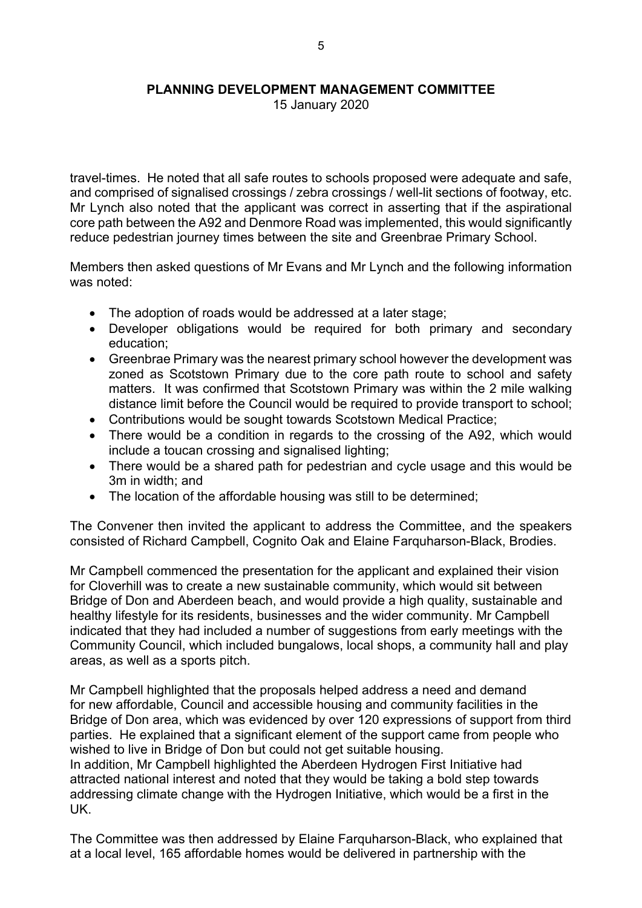travel-times. He noted that all safe routes to schools proposed were adequate and safe, and comprised of signalised crossings / zebra crossings / well-lit sections of footway, etc. Mr Lynch also noted that the applicant was correct in asserting that if the aspirational core path between the A92 and Denmore Road was implemented, this would significantly reduce pedestrian journey times between the site and Greenbrae Primary School.

Members then asked questions of Mr Evans and Mr Lynch and the following information was noted:

- The adoption of roads would be addressed at a later stage;
- Developer obligations would be required for both primary and secondary education;
- Greenbrae Primary was the nearest primary school however the development was zoned as Scotstown Primary due to the core path route to school and safety matters. It was confirmed that Scotstown Primary was within the 2 mile walking distance limit before the Council would be required to provide transport to school;
- Contributions would be sought towards Scotstown Medical Practice;
- There would be a condition in regards to the crossing of the A92, which would include a toucan crossing and signalised lighting;
- There would be a shared path for pedestrian and cycle usage and this would be 3m in width; and
- The location of the affordable housing was still to be determined;

The Convener then invited the applicant to address the Committee, and the speakers consisted of Richard Campbell, Cognito Oak and Elaine Farquharson-Black, Brodies.

Mr Campbell commenced the presentation for the applicant and explained their vision for Cloverhill was to create a new sustainable community, which would sit between Bridge of Don and Aberdeen beach, and would provide a high quality, sustainable and healthy lifestyle for its residents, businesses and the wider community. Mr Campbell indicated that they had included a number of suggestions from early meetings with the Community Council, which included bungalows, local shops, a community hall and play areas, as well as a sports pitch.

Mr Campbell highlighted that the proposals helped address a need and demand for new affordable, Council and accessible housing and community facilities in the Bridge of Don area, which was evidenced by over 120 expressions of support from third parties. He explained that a significant element of the support came from people who wished to live in Bridge of Don but could not get suitable housing.
In addition, Mr Campbell highlighted the Aberdeen Hydrogen First Initiative had attracted national interest and noted that they would be taking a bold step towards addressing climate change with the Hydrogen Initiative, which would be a first in the UK.

The Committee was then addressed by Elaine Farquharson-Black, who explained that at a local level, 165 affordable homes would be delivered in partnership with the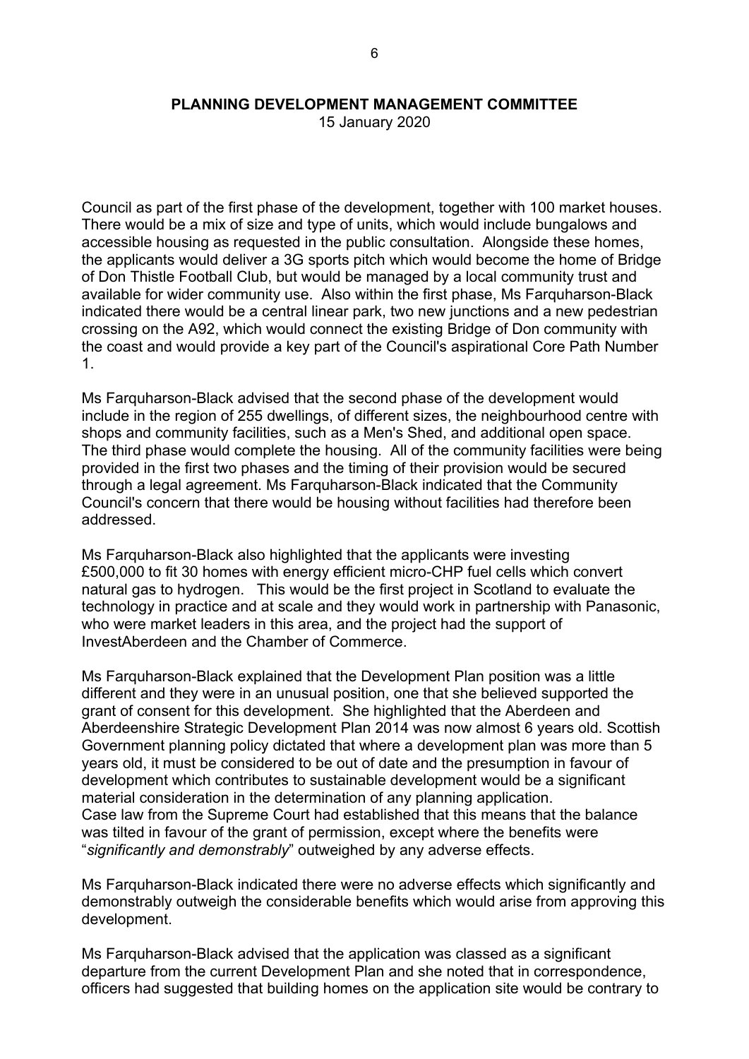Council as part of the first phase of the development, together with 100 market houses. There would be a mix of size and type of units, which would include bungalows and accessible housing as requested in the public consultation. Alongside these homes, the applicants would deliver a 3G sports pitch which would become the home of Bridge of Don Thistle Football Club, but would be managed by a local community trust and available for wider community use. Also within the first phase, Ms Farquharson-Black indicated there would be a central linear park, two new junctions and a new pedestrian crossing on the A92, which would connect the existing Bridge of Don community with the coast and would provide a key part of the Council's aspirational Core Path Number 1.

Ms Farquharson-Black advised that the second phase of the development would include in the region of 255 dwellings, of different sizes, the neighbourhood centre with shops and community facilities, such as a Men's Shed, and additional open space. The third phase would complete the housing. All of the community facilities were being provided in the first two phases and the timing of their provision would be secured through a legal agreement. Ms Farquharson-Black indicated that the Community Council's concern that there would be housing without facilities had therefore been addressed.

Ms Farquharson-Black also highlighted that the applicants were investing £500,000 to fit 30 homes with energy efficient micro-CHP fuel cells which convert natural gas to hydrogen. This would be the first project in Scotland to evaluate the technology in practice and at scale and they would work in partnership with Panasonic, who were market leaders in this area, and the project had the support of InvestAberdeen and the Chamber of Commerce.

Ms Farquharson-Black explained that the Development Plan position was a little different and they were in an unusual position, one that she believed supported the grant of consent for this development. She highlighted that the Aberdeen and Aberdeenshire Strategic Development Plan 2014 was now almost 6 years old. Scottish Government planning policy dictated that where a development plan was more than 5 years old, it must be considered to be out of date and the presumption in favour of development which contributes to sustainable development would be a significant material consideration in the determination of any planning application. Case law from the Supreme Court had established that this means that the balance was tilted in favour of the grant of permission, except where the benefits were "*significantly and demonstrably*" outweighed by any adverse effects.

Ms Farquharson-Black indicated there were no adverse effects which significantly and demonstrably outweigh the considerable benefits which would arise from approving this development.

Ms Farquharson-Black advised that the application was classed as a significant departure from the current Development Plan and she noted that in correspondence, officers had suggested that building homes on the application site would be contrary to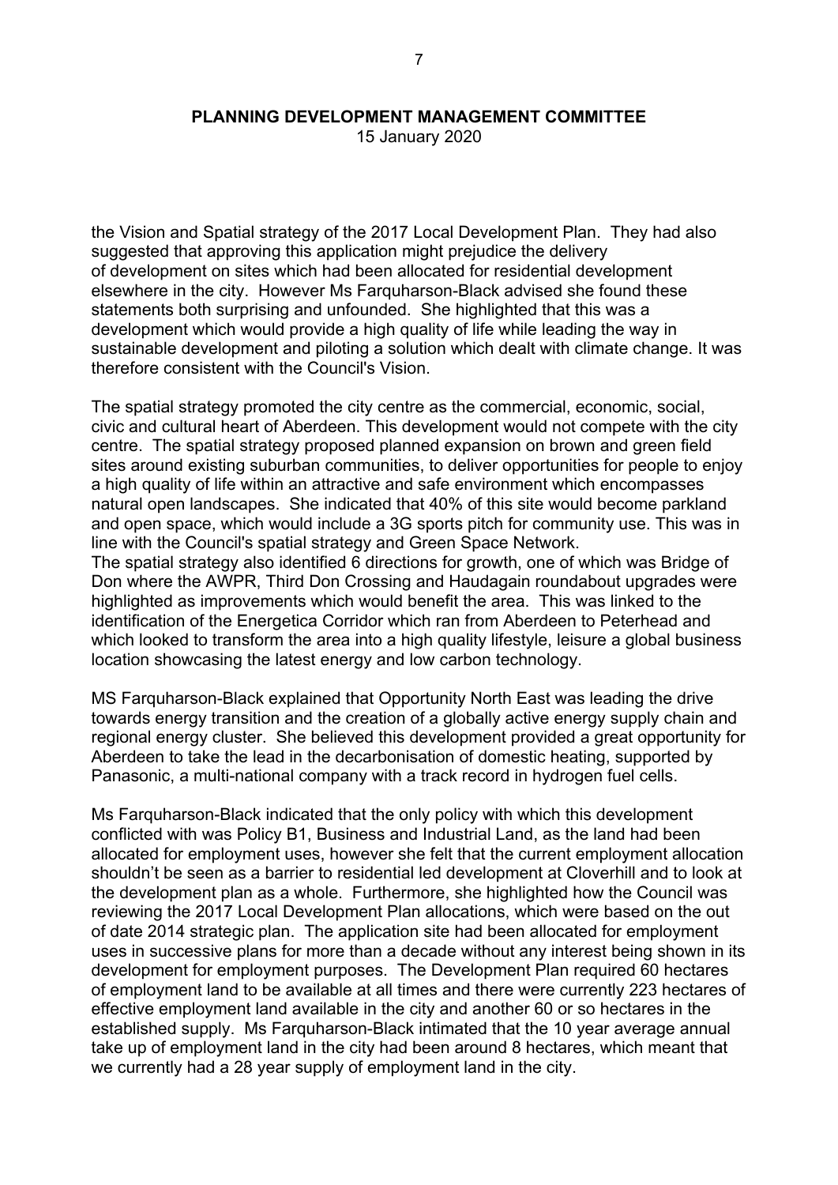the Vision and Spatial strategy of the 2017 Local Development Plan. They had also suggested that approving this application might prejudice the delivery of development on sites which had been allocated for residential development elsewhere in the city. However Ms Farquharson-Black advised she found these statements both surprising and unfounded. She highlighted that this was a development which would provide a high quality of life while leading the way in sustainable development and piloting a solution which dealt with climate change. It was therefore consistent with the Council's Vision.

The spatial strategy promoted the city centre as the commercial, economic, social, civic and cultural heart of Aberdeen. This development would not compete with the city centre. The spatial strategy proposed planned expansion on brown and green field sites around existing suburban communities, to deliver opportunities for people to enjoy a high quality of life within an attractive and safe environment which encompasses natural open landscapes. She indicated that 40% of this site would become parkland and open space, which would include a 3G sports pitch for community use. This was in line with the Council's spatial strategy and Green Space Network.
The spatial strategy also identified 6 directions for growth, one of which was Bridge of Don where the AWPR, Third Don Crossing and Haudagain roundabout upgrades were highlighted as improvements which would benefit the area. This was linked to the identification of the Energetica Corridor which ran from Aberdeen to Peterhead and which looked to transform the area into a high quality lifestyle, leisure a global business location showcasing the latest energy and low carbon technology.

MS Farquharson-Black explained that Opportunity North East was leading the drive towards energy transition and the creation of a globally active energy supply chain and regional energy cluster. She believed this development provided a great opportunity for Aberdeen to take the lead in the decarbonisation of domestic heating, supported by Panasonic, a multi-national company with a track record in hydrogen fuel cells.

Ms Farquharson-Black indicated that the only policy with which this development conflicted with was Policy B1, Business and Industrial Land, as the land had been allocated for employment uses, however she felt that the current employment allocation shouldn't be seen as a barrier to residential led development at Cloverhill and to look at the development plan as a whole. Furthermore, she highlighted how the Council was reviewing the 2017 Local Development Plan allocations, which were based on the out of date 2014 strategic plan. The application site had been allocated for employment uses in successive plans for more than a decade without any interest being shown in its development for employment purposes. The Development Plan required 60 hectares of employment land to be available at all times and there were currently 223 hectares of effective employment land available in the city and another 60 or so hectares in the established supply. Ms Farquharson-Black intimated that the 10 year average annual take up of employment land in the city had been around 8 hectares, which meant that we currently had a 28 year supply of employment land in the city.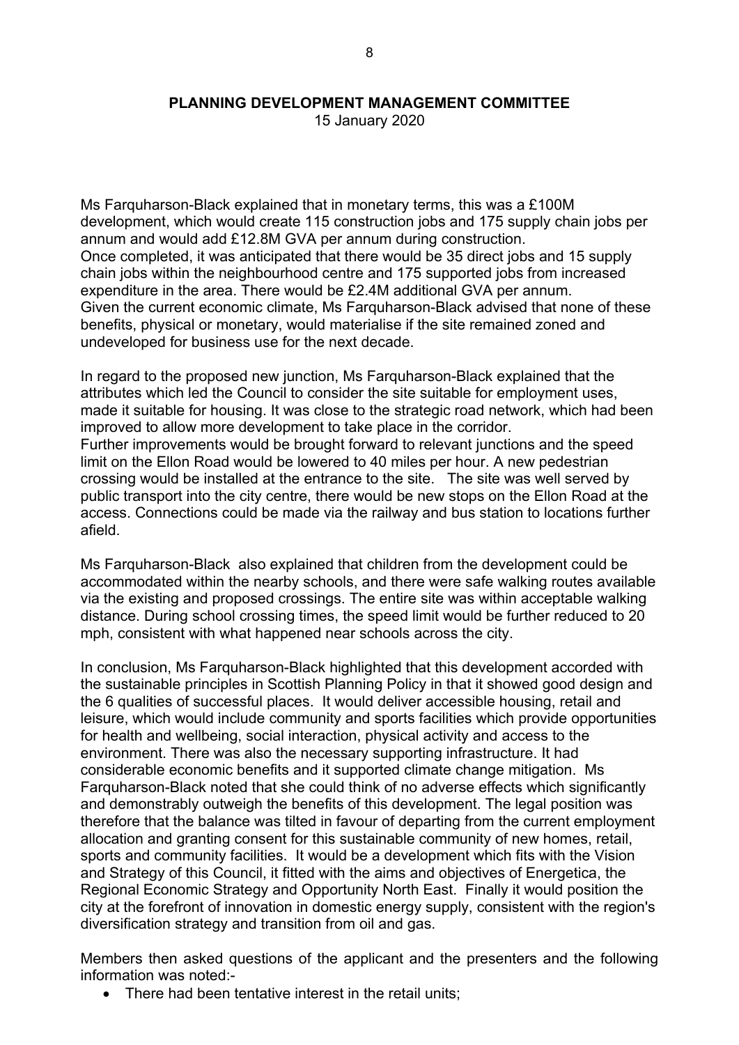Ms Farquharson-Black explained that in monetary terms, this was a £100M development, which would create 115 construction jobs and 175 supply chain jobs per annum and would add £12.8M GVA per annum during construction.
Once completed, it was anticipated that there would be 35 direct jobs and 15 supply chain jobs within the neighbourhood centre and 175 supported jobs from increased expenditure in the area. There would be £2.4M additional GVA per annum.
Given the current economic climate, Ms Farquharson-Black advised that none of these benefits, physical or monetary, would materialise if the site remained zoned and undeveloped for business use for the next decade.

In regard to the proposed new junction, Ms Farquharson-Black explained that the attributes which led the Council to consider the site suitable for employment uses, made it suitable for housing. It was close to the strategic road network, which had been improved to allow more development to take place in the corridor.
Further improvements would be brought forward to relevant junctions and the speed limit on the Ellon Road would be lowered to 40 miles per hour. A new pedestrian crossing would be installed at the entrance to the site. The site was well served by public transport into the city centre, there would be new stops on the Ellon Road at the access. Connections could be made via the railway and bus station to locations further afield.

Ms Farquharson-Black also explained that children from the development could be accommodated within the nearby schools, and there were safe walking routes available via the existing and proposed crossings. The entire site was within acceptable walking distance. During school crossing times, the speed limit would be further reduced to 20 mph, consistent with what happened near schools across the city.

In conclusion, Ms Farquharson-Black highlighted that this development accorded with the sustainable principles in Scottish Planning Policy in that it showed good design and the 6 qualities of successful places. It would deliver accessible housing, retail and leisure, which would include community and sports facilities which provide opportunities for health and wellbeing, social interaction, physical activity and access to the environment. There was also the necessary supporting infrastructure. It had considerable economic benefits and it supported climate change mitigation. Ms Farquharson-Black noted that she could think of no adverse effects which significantly and demonstrably outweigh the benefits of this development. The legal position was therefore that the balance was tilted in favour of departing from the current employment allocation and granting consent for this sustainable community of new homes, retail, sports and community facilities. It would be a development which fits with the Vision and Strategy of this Council, it fitted with the aims and objectives of Energetica, the Regional Economic Strategy and Opportunity North East. Finally it would position the city at the forefront of innovation in domestic energy supply, consistent with the region's diversification strategy and transition from oil and gas.

Members then asked questions of the applicant and the presenters and the following information was noted:-

- There had been tentative interest in the retail units;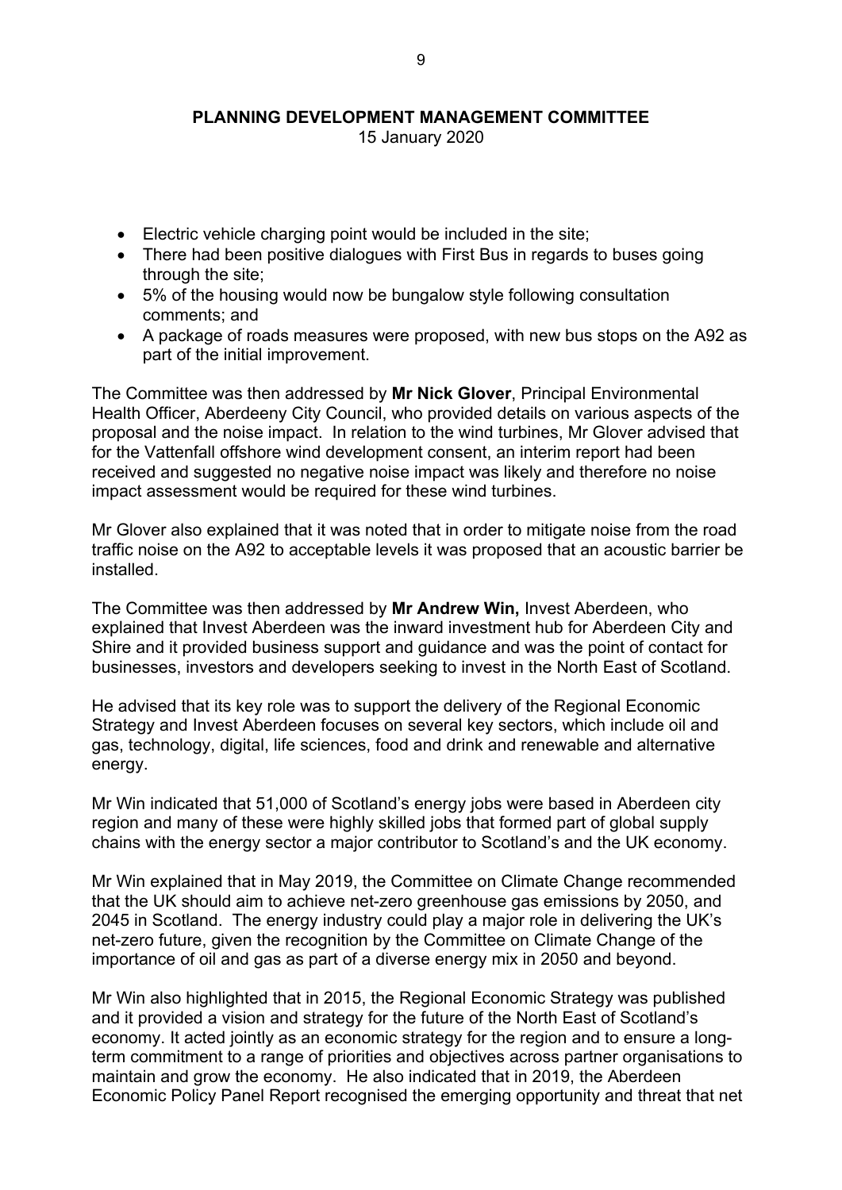- Electric vehicle charging point would be included in the site;
- There had been positive dialogues with First Bus in regards to buses going through the site;
- 5% of the housing would now be bungalow style following consultation comments; and
- A package of roads measures were proposed, with new bus stops on the A92 as part of the initial improvement.

The Committee was then addressed by **Mr Nick Glover**, Principal Environmental Health Officer, Aberdeeny City Council, who provided details on various aspects of the proposal and the noise impact. In relation to the wind turbines, Mr Glover advised that for the Vattenfall offshore wind development consent, an interim report had been received and suggested no negative noise impact was likely and therefore no noise impact assessment would be required for these wind turbines.

Mr Glover also explained that it was noted that in order to mitigate noise from the road traffic noise on the A92 to acceptable levels it was proposed that an acoustic barrier be installed.

The Committee was then addressed by **Mr Andrew Win,** Invest Aberdeen, who explained that Invest Aberdeen was the inward investment hub for Aberdeen City and Shire and it provided business support and guidance and was the point of contact for businesses, investors and developers seeking to invest in the North East of Scotland.

He advised that its key role was to support the delivery of the Regional Economic Strategy and Invest Aberdeen focuses on several key sectors, which include oil and gas, technology, digital, life sciences, food and drink and renewable and alternative energy.

Mr Win indicated that 51,000 of Scotland's energy jobs were based in Aberdeen city region and many of these were highly skilled jobs that formed part of global supply chains with the energy sector a major contributor to Scotland's and the UK economy.

Mr Win explained that in May 2019, the Committee on Climate Change recommended that the UK should aim to achieve net-zero greenhouse gas emissions by 2050, and 2045 in Scotland. The energy industry could play a major role in delivering the UK's net-zero future, given the recognition by the Committee on Climate Change of the importance of oil and gas as part of a diverse energy mix in 2050 and beyond.

Mr Win also highlighted that in 2015, the Regional Economic Strategy was published and it provided a vision and strategy for the future of the North East of Scotland's economy. It acted jointly as an economic strategy for the region and to ensure a long-term commitment to a range of priorities and objectives across partner organisations to maintain and grow the economy. He also indicated that in 2019, the Aberdeen Economic Policy Panel Report recognised the emerging opportunity and threat that net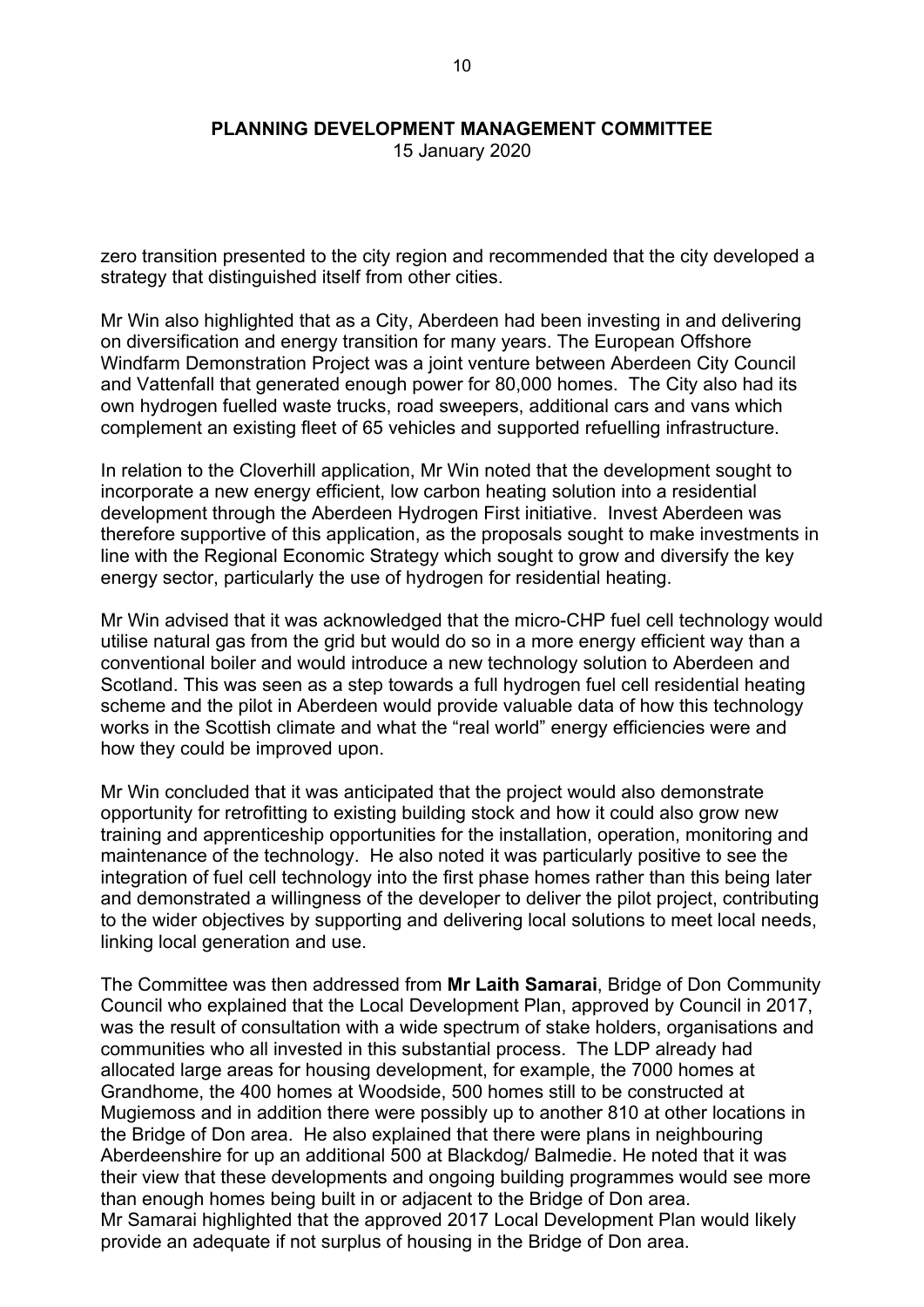zero transition presented to the city region and recommended that the city developed a strategy that distinguished itself from other cities.

Mr Win also highlighted that as a City, Aberdeen had been investing in and delivering on diversification and energy transition for many years. The European Offshore Windfarm Demonstration Project was a joint venture between Aberdeen City Council and Vattenfall that generated enough power for 80,000 homes. The City also had its own hydrogen fuelled waste trucks, road sweepers, additional cars and vans which complement an existing fleet of 65 vehicles and supported refuelling infrastructure.

In relation to the Cloverhill application, Mr Win noted that the development sought to incorporate a new energy efficient, low carbon heating solution into a residential development through the Aberdeen Hydrogen First initiative. Invest Aberdeen was therefore supportive of this application, as the proposals sought to make investments in line with the Regional Economic Strategy which sought to grow and diversify the key energy sector, particularly the use of hydrogen for residential heating.

Mr Win advised that it was acknowledged that the micro-CHP fuel cell technology would utilise natural gas from the grid but would do so in a more energy efficient way than a conventional boiler and would introduce a new technology solution to Aberdeen and Scotland. This was seen as a step towards a full hydrogen fuel cell residential heating scheme and the pilot in Aberdeen would provide valuable data of how this technology works in the Scottish climate and what the "real world" energy efficiencies were and how they could be improved upon.

Mr Win concluded that it was anticipated that the project would also demonstrate opportunity for retrofitting to existing building stock and how it could also grow new training and apprenticeship opportunities for the installation, operation, monitoring and maintenance of the technology. He also noted it was particularly positive to see the integration of fuel cell technology into the first phase homes rather than this being later and demonstrated a willingness of the developer to deliver the pilot project, contributing to the wider objectives by supporting and delivering local solutions to meet local needs, linking local generation and use.

The Committee was then addressed from **Mr Laith Samarai**, Bridge of Don Community Council who explained that the Local Development Plan, approved by Council in 2017, was the result of consultation with a wide spectrum of stake holders, organisations and communities who all invested in this substantial process. The LDP already had allocated large areas for housing development, for example, the 7000 homes at Grandhome, the 400 homes at Woodside, 500 homes still to be constructed at Mugiemoss and in addition there were possibly up to another 810 at other locations in the Bridge of Don area. He also explained that there were plans in neighbouring Aberdeenshire for up an additional 500 at Blackdog/ Balmedie. He noted that it was their view that these developments and ongoing building programmes would see more than enough homes being built in or adjacent to the Bridge of Don area.
Mr Samarai highlighted that the approved 2017 Local Development Plan would likely provide an adequate if not surplus of housing in the Bridge of Don area.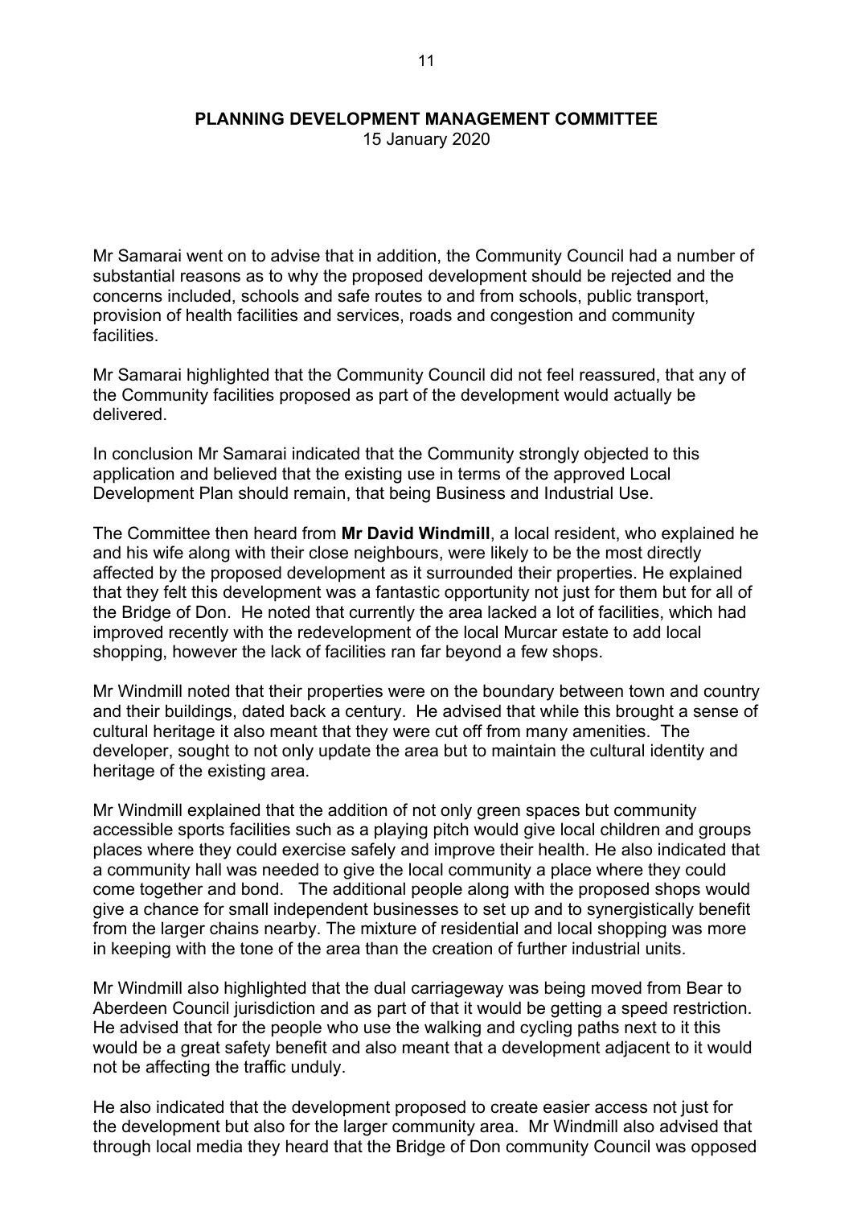Mr Samarai went on to advise that in addition, the Community Council had a number of substantial reasons as to why the proposed development should be rejected and the concerns included, schools and safe routes to and from schools, public transport, provision of health facilities and services, roads and congestion and community facilities.

Mr Samarai highlighted that the Community Council did not feel reassured, that any of the Community facilities proposed as part of the development would actually be delivered.

In conclusion Mr Samarai indicated that the Community strongly objected to this application and believed that the existing use in terms of the approved Local Development Plan should remain, that being Business and Industrial Use.

The Committee then heard from **Mr David Windmill**, a local resident, who explained he and his wife along with their close neighbours, were likely to be the most directly affected by the proposed development as it surrounded their properties. He explained that they felt this development was a fantastic opportunity not just for them but for all of the Bridge of Don. He noted that currently the area lacked a lot of facilities, which had improved recently with the redevelopment of the local Murcar estate to add local shopping, however the lack of facilities ran far beyond a few shops.

Mr Windmill noted that their properties were on the boundary between town and country and their buildings, dated back a century. He advised that while this brought a sense of cultural heritage it also meant that they were cut off from many amenities. The developer, sought to not only update the area but to maintain the cultural identity and heritage of the existing area.

Mr Windmill explained that the addition of not only green spaces but community accessible sports facilities such as a playing pitch would give local children and groups places where they could exercise safely and improve their health. He also indicated that a community hall was needed to give the local community a place where they could come together and bond. The additional people along with the proposed shops would give a chance for small independent businesses to set up and to synergistically benefit from the larger chains nearby. The mixture of residential and local shopping was more in keeping with the tone of the area than the creation of further industrial units.

Mr Windmill also highlighted that the dual carriageway was being moved from Bear to Aberdeen Council jurisdiction and as part of that it would be getting a speed restriction. He advised that for the people who use the walking and cycling paths next to it this would be a great safety benefit and also meant that a development adjacent to it would not be affecting the traffic unduly.

He also indicated that the development proposed to create easier access not just for the development but also for the larger community area. Mr Windmill also advised that through local media they heard that the Bridge of Don community Council was opposed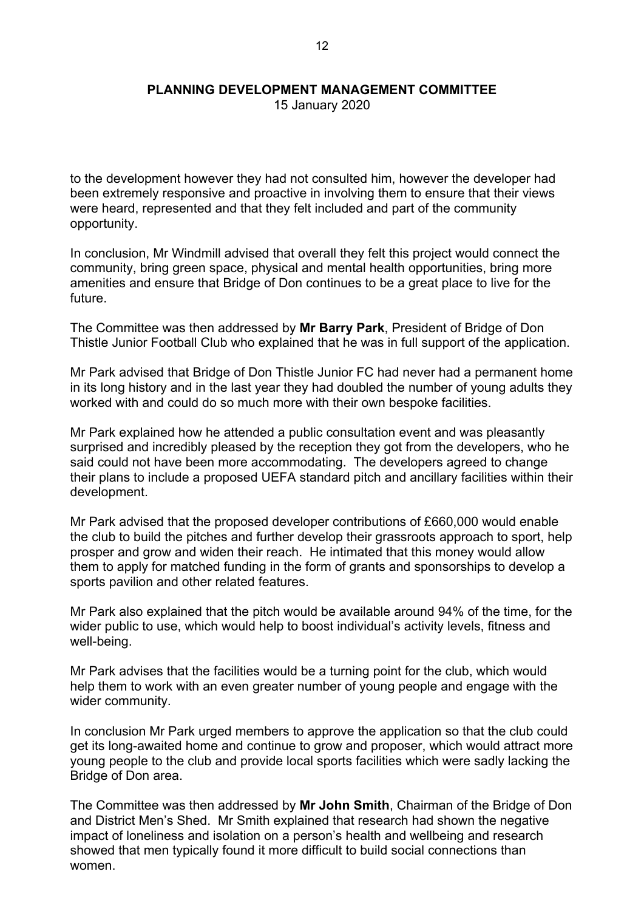to the development however they had not consulted him, however the developer had been extremely responsive and proactive in involving them to ensure that their views were heard, represented and that they felt included and part of the community opportunity.

In conclusion, Mr Windmill advised that overall they felt this project would connect the community, bring green space, physical and mental health opportunities, bring more amenities and ensure that Bridge of Don continues to be a great place to live for the future.

The Committee was then addressed by **Mr Barry Park**, President of Bridge of Don Thistle Junior Football Club who explained that he was in full support of the application.

Mr Park advised that Bridge of Don Thistle Junior FC had never had a permanent home in its long history and in the last year they had doubled the number of young adults they worked with and could do so much more with their own bespoke facilities.

Mr Park explained how he attended a public consultation event and was pleasantly surprised and incredibly pleased by the reception they got from the developers, who he said could not have been more accommodating. The developers agreed to change their plans to include a proposed UEFA standard pitch and ancillary facilities within their development.

Mr Park advised that the proposed developer contributions of £660,000 would enable the club to build the pitches and further develop their grassroots approach to sport, help prosper and grow and widen their reach. He intimated that this money would allow them to apply for matched funding in the form of grants and sponsorships to develop a sports pavilion and other related features.

Mr Park also explained that the pitch would be available around 94% of the time, for the wider public to use, which would help to boost individual's activity levels, fitness and well-being.

Mr Park advises that the facilities would be a turning point for the club, which would help them to work with an even greater number of young people and engage with the wider community.

In conclusion Mr Park urged members to approve the application so that the club could get its long-awaited home and continue to grow and proposer, which would attract more young people to the club and provide local sports facilities which were sadly lacking the Bridge of Don area.

The Committee was then addressed by **Mr John Smith**, Chairman of the Bridge of Don and District Men's Shed. Mr Smith explained that research had shown the negative impact of loneliness and isolation on a person's health and wellbeing and research showed that men typically found it more difficult to build social connections than women.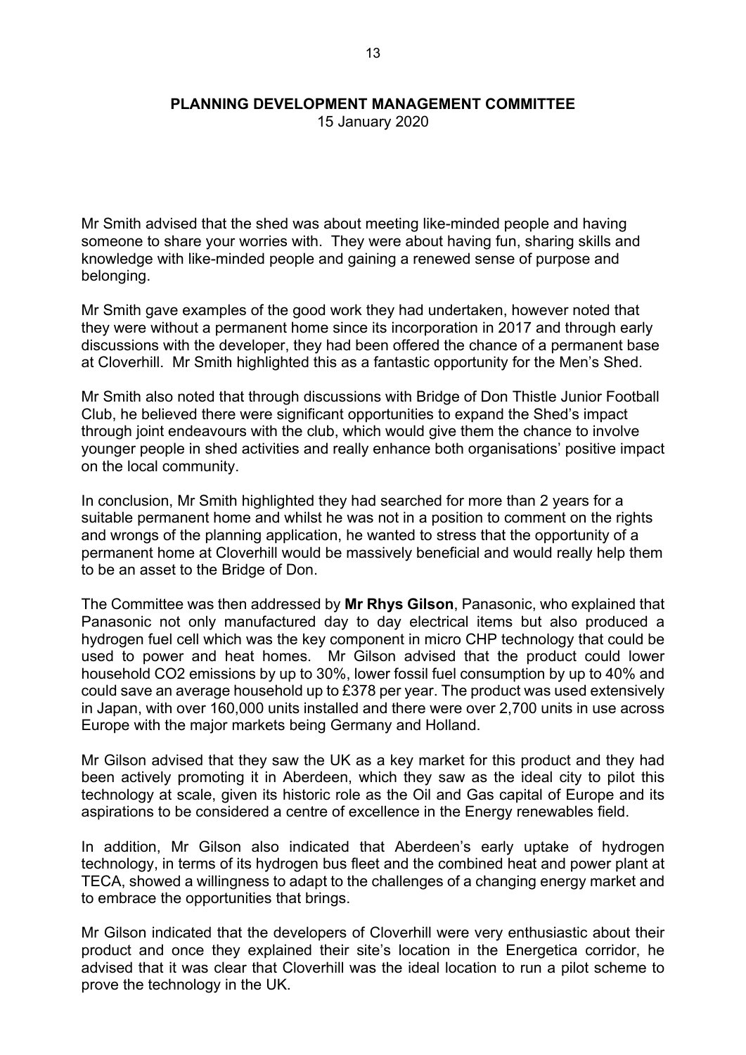Mr Smith advised that the shed was about meeting like-minded people and having someone to share your worries with. They were about having fun, sharing skills and knowledge with like-minded people and gaining a renewed sense of purpose and belonging.

Mr Smith gave examples of the good work they had undertaken, however noted that they were without a permanent home since its incorporation in 2017 and through early discussions with the developer, they had been offered the chance of a permanent base at Cloverhill. Mr Smith highlighted this as a fantastic opportunity for the Men's Shed.

Mr Smith also noted that through discussions with Bridge of Don Thistle Junior Football Club, he believed there were significant opportunities to expand the Shed's impact through joint endeavours with the club, which would give them the chance to involve younger people in shed activities and really enhance both organisations' positive impact on the local community.

In conclusion, Mr Smith highlighted they had searched for more than 2 years for a suitable permanent home and whilst he was not in a position to comment on the rights and wrongs of the planning application, he wanted to stress that the opportunity of a permanent home at Cloverhill would be massively beneficial and would really help them to be an asset to the Bridge of Don.

The Committee was then addressed by **Mr Rhys Gilson**, Panasonic, who explained that Panasonic not only manufactured day to day electrical items but also produced a hydrogen fuel cell which was the key component in micro CHP technology that could be used to power and heat homes. Mr Gilson advised that the product could lower household CO2 emissions by up to 30%, lower fossil fuel consumption by up to 40% and could save an average household up to £378 per year. The product was used extensively in Japan, with over 160,000 units installed and there were over 2,700 units in use across Europe with the major markets being Germany and Holland.

Mr Gilson advised that they saw the UK as a key market for this product and they had been actively promoting it in Aberdeen, which they saw as the ideal city to pilot this technology at scale, given its historic role as the Oil and Gas capital of Europe and its aspirations to be considered a centre of excellence in the Energy renewables field.

In addition, Mr Gilson also indicated that Aberdeen's early uptake of hydrogen technology, in terms of its hydrogen bus fleet and the combined heat and power plant at TECA, showed a willingness to adapt to the challenges of a changing energy market and to embrace the opportunities that brings.

Mr Gilson indicated that the developers of Cloverhill were very enthusiastic about their product and once they explained their site's location in the Energetica corridor, he advised that it was clear that Cloverhill was the ideal location to run a pilot scheme to prove the technology in the UK.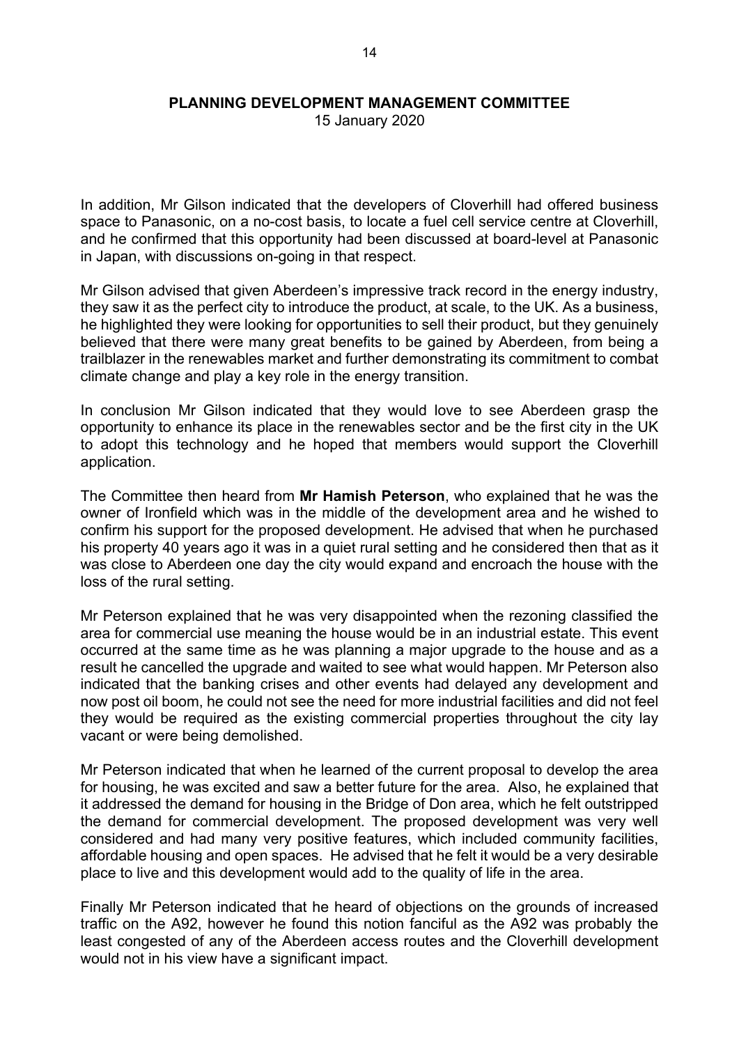In addition, Mr Gilson indicated that the developers of Cloverhill had offered business space to Panasonic, on a no-cost basis, to locate a fuel cell service centre at Cloverhill, and he confirmed that this opportunity had been discussed at board-level at Panasonic in Japan, with discussions on-going in that respect.

Mr Gilson advised that given Aberdeen's impressive track record in the energy industry, they saw it as the perfect city to introduce the product, at scale, to the UK. As a business, he highlighted they were looking for opportunities to sell their product, but they genuinely believed that there were many great benefits to be gained by Aberdeen, from being a trailblazer in the renewables market and further demonstrating its commitment to combat climate change and play a key role in the energy transition.

In conclusion Mr Gilson indicated that they would love to see Aberdeen grasp the opportunity to enhance its place in the renewables sector and be the first city in the UK to adopt this technology and he hoped that members would support the Cloverhill application.

The Committee then heard from **Mr Hamish Peterson**, who explained that he was the owner of Ironfield which was in the middle of the development area and he wished to confirm his support for the proposed development. He advised that when he purchased his property 40 years ago it was in a quiet rural setting and he considered then that as it was close to Aberdeen one day the city would expand and encroach the house with the loss of the rural setting.

Mr Peterson explained that he was very disappointed when the rezoning classified the area for commercial use meaning the house would be in an industrial estate. This event occurred at the same time as he was planning a major upgrade to the house and as a result he cancelled the upgrade and waited to see what would happen. Mr Peterson also indicated that the banking crises and other events had delayed any development and now post oil boom, he could not see the need for more industrial facilities and did not feel they would be required as the existing commercial properties throughout the city lay vacant or were being demolished.

Mr Peterson indicated that when he learned of the current proposal to develop the area for housing, he was excited and saw a better future for the area. Also, he explained that it addressed the demand for housing in the Bridge of Don area, which he felt outstripped the demand for commercial development. The proposed development was very well considered and had many very positive features, which included community facilities, affordable housing and open spaces. He advised that he felt it would be a very desirable place to live and this development would add to the quality of life in the area.

Finally Mr Peterson indicated that he heard of objections on the grounds of increased traffic on the A92, however he found this notion fanciful as the A92 was probably the least congested of any of the Aberdeen access routes and the Cloverhill development would not in his view have a significant impact.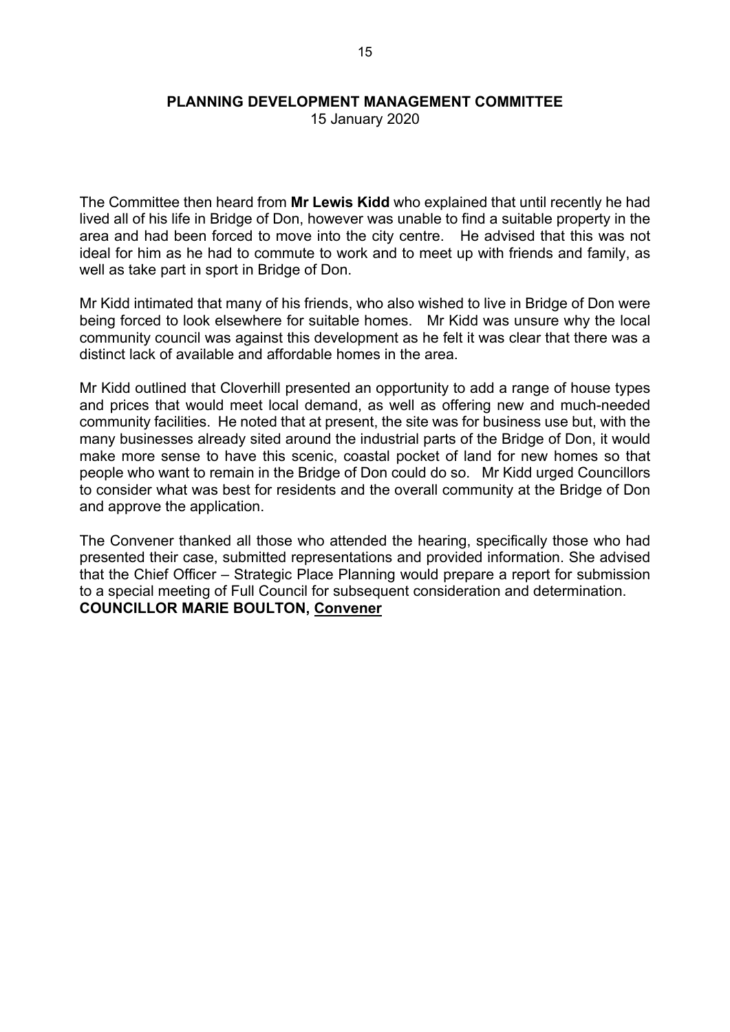The Committee then heard from **Mr Lewis Kidd** who explained that until recently he had lived all of his life in Bridge of Don, however was unable to find a suitable property in the area and had been forced to move into the city centre. He advised that this was not ideal for him as he had to commute to work and to meet up with friends and family, as well as take part in sport in Bridge of Don.

Mr Kidd intimated that many of his friends, who also wished to live in Bridge of Don were being forced to look elsewhere for suitable homes. Mr Kidd was unsure why the local community council was against this development as he felt it was clear that there was a distinct lack of available and affordable homes in the area.

Mr Kidd outlined that Cloverhill presented an opportunity to add a range of house types and prices that would meet local demand, as well as offering new and much-needed community facilities. He noted that at present, the site was for business use but, with the many businesses already sited around the industrial parts of the Bridge of Don, it would make more sense to have this scenic, coastal pocket of land for new homes so that people who want to remain in the Bridge of Don could do so. Mr Kidd urged Councillors to consider what was best for residents and the overall community at the Bridge of Don and approve the application.

The Convener thanked all those who attended the hearing, specifically those who had presented their case, submitted representations and provided information. She advised that the Chief Officer – Strategic Place Planning would prepare a report for submission to a special meeting of Full Council for subsequent consideration and determination.

**COUNCILLOR MARIE BOULTON, Convener**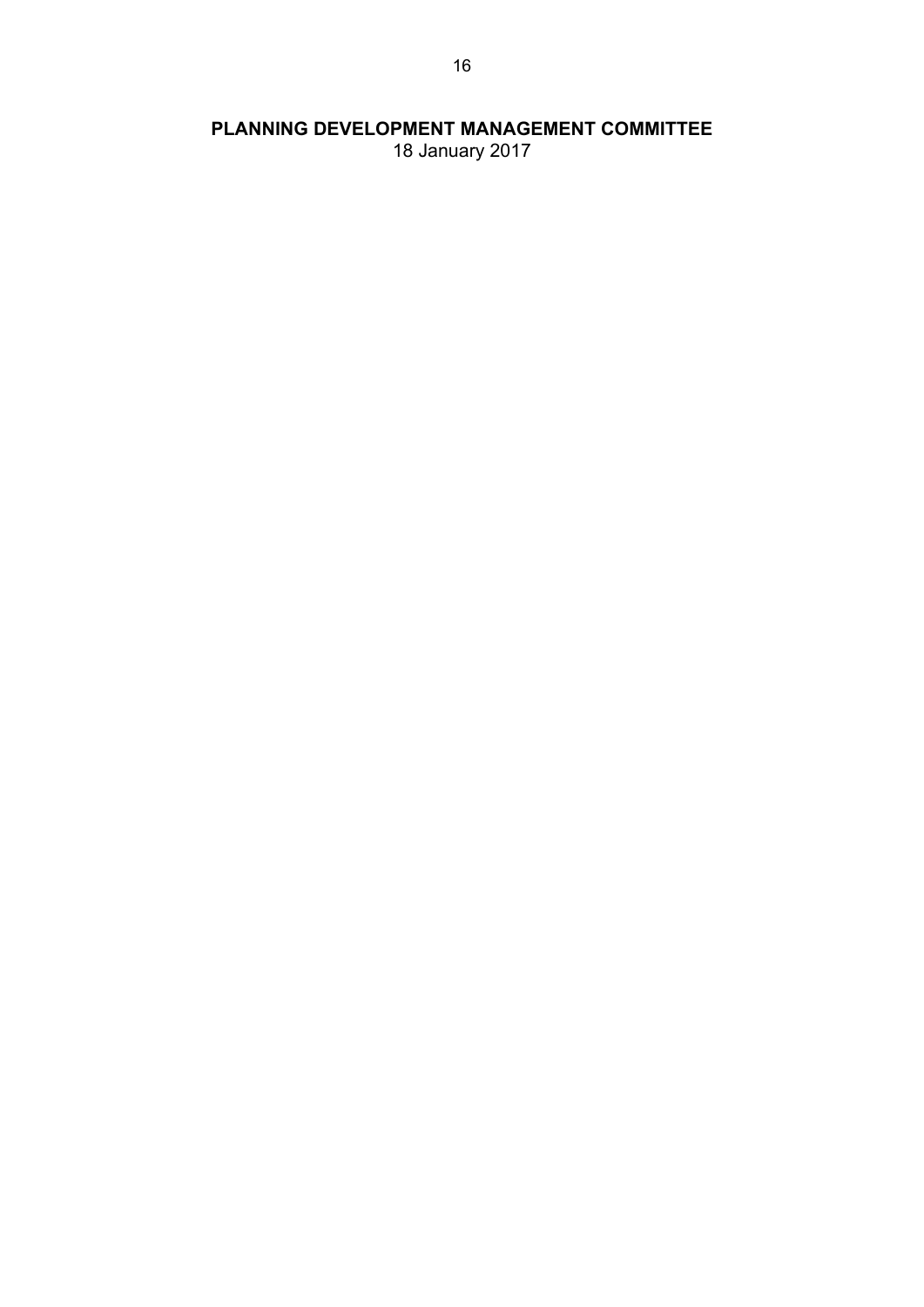**PLANNING DEVELOPMENT MANAGEMENT COMMITTEE**
18 January 2017